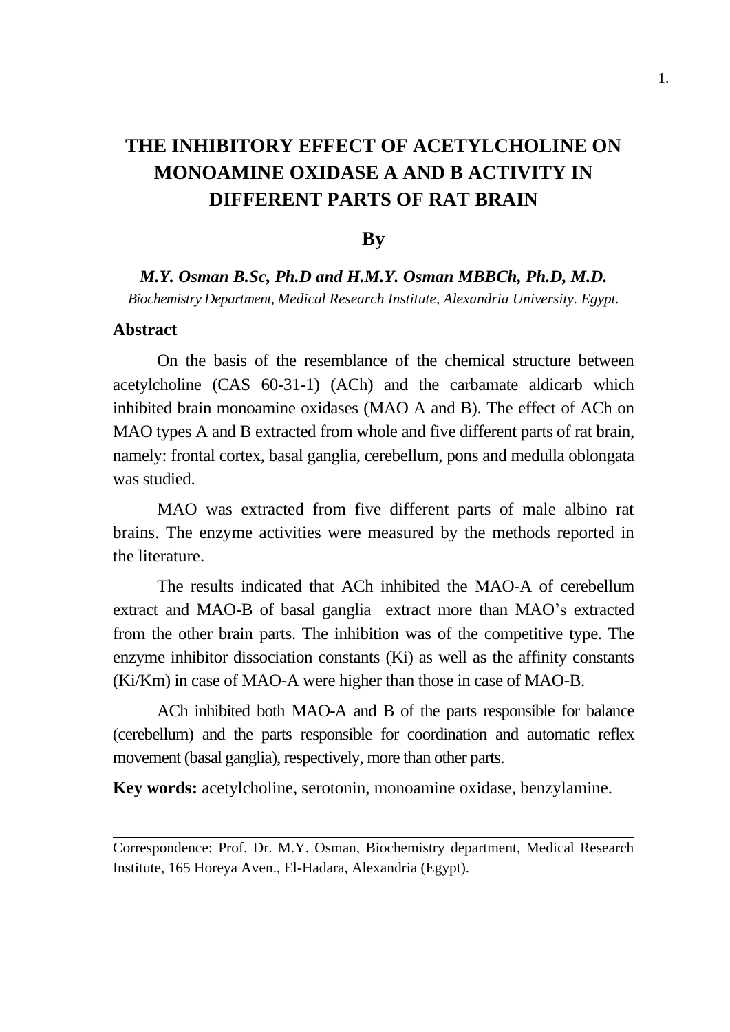# THE INHIBITORY EFFECT OF ACETYLCHOLINE ON MONOAMINE OXIDASE A AND B ACTIVITY IN DIFFERENT PARTS OF RAT BRAIN

**By**

***M.Y. Osman B.Sc, Ph.D and H.M.Y. Osman MBBCh, Ph.D, M.D.***

*Biochemistry Department, Medical Research Institute, Alexandria University. Egypt.*

## Abstract

On the basis of the resemblance of the chemical structure between acetylcholine (CAS 60-31-1) (ACh) and the carbamate aldicarb which inhibited brain monoamine oxidases (MAO A and B). The effect of ACh on MAO types A and B extracted from whole and five different parts of rat brain, namely: frontal cortex, basal ganglia, cerebellum, pons and medulla oblongata was studied.

MAO was extracted from five different parts of male albino rat brains. The enzyme activities were measured by the methods reported in the literature.

The results indicated that ACh inhibited the MAO-A of cerebellum extract and MAO-B of basal ganglia extract more than MAO's extracted from the other brain parts. The inhibition was of the competitive type. The enzyme inhibitor dissociation constants (Ki) as well as the affinity constants (Ki/Km) in case of MAO-A were higher than those in case of MAO-B.

ACh inhibited both MAO-A and B of the parts responsible for balance (cerebellum) and the parts responsible for coordination and automatic reflex movement (basal ganglia), respectively, more than other parts.

**Key words:** acetylcholine, serotonin, monoamine oxidase, benzylamine.

---

Correspondence: Prof. Dr. M.Y. Osman, Biochemistry department, Medical Research Institute, 165 Horeya Aven., El-Hadara, Alexandria (Egypt).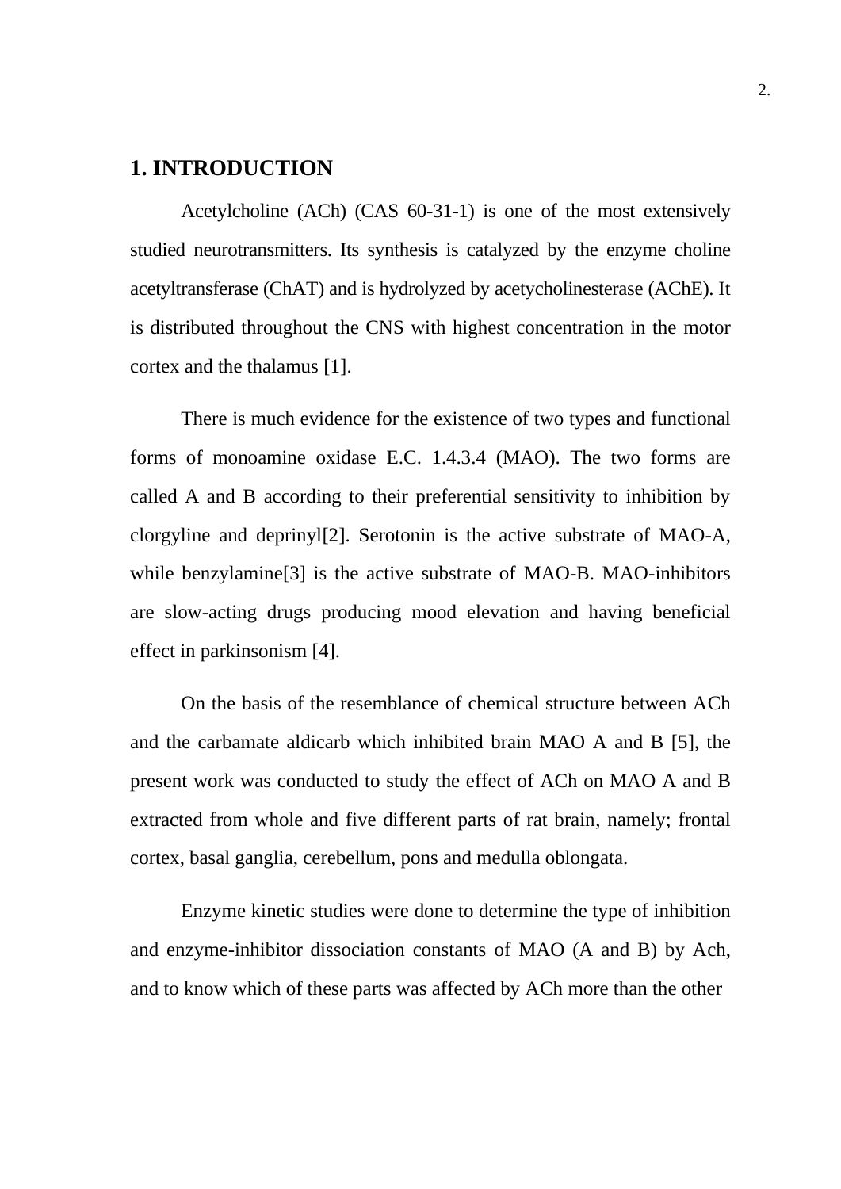## 1. INTRODUCTION

Acetylcholine (ACh) (CAS 60-31-1) is one of the most extensively studied neurotransmitters. Its synthesis is catalyzed by the enzyme choline acetyltransferase (ChAT) and is hydrolyzed by acetycholinesterase (AChE). It is distributed throughout the CNS with highest concentration in the motor cortex and the thalamus [1].

There is much evidence for the existence of two types and functional forms of monoamine oxidase E.C. 1.4.3.4 (MAO). The two forms are called A and B according to their preferential sensitivity to inhibition by clorgyline and deprinyl[2]. Serotonin is the active substrate of MAO-A, while benzylamine[3] is the active substrate of MAO-B. MAO-inhibitors are slow-acting drugs producing mood elevation and having beneficial effect in parkinsonism [4].

On the basis of the resemblance of chemical structure between ACh and the carbamate aldicarb which inhibited brain MAO A and B [5], the present work was conducted to study the effect of ACh on MAO A and B extracted from whole and five different parts of rat brain, namely; frontal cortex, basal ganglia, cerebellum, pons and medulla oblongata.

Enzyme kinetic studies were done to determine the type of inhibition and enzyme-inhibitor dissociation constants of MAO (A and B) by Ach, and to know which of these parts was affected by ACh more than the other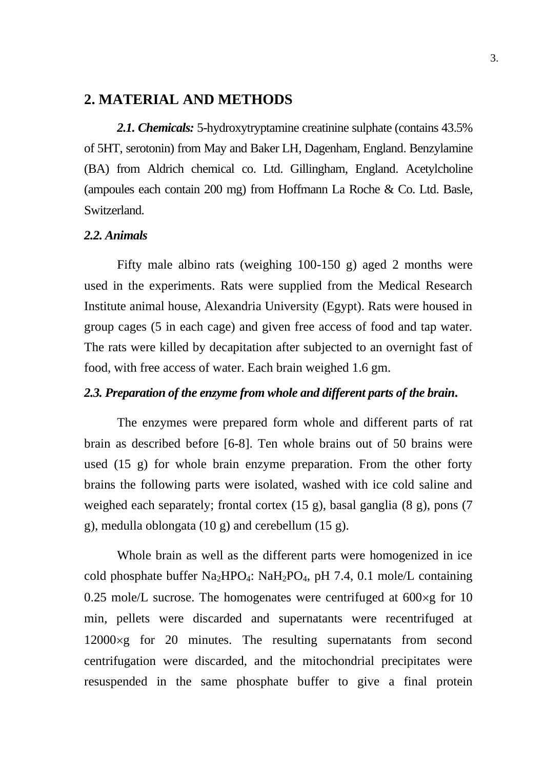## 2. MATERIAL AND METHODS

***2.1. Chemicals:*** 5-hydroxytryptamine creatinine sulphate (contains 43.5% of 5HT, serotonin) from May and Baker LH, Dagenham, England. Benzylamine (BA) from Aldrich chemical co. Ltd. Gillingham, England. Acetylcholine (ampoules each contain 200 mg) from Hoffmann La Roche & Co. Ltd. Basle, Switzerland.

***2.2. Animals***

Fifty male albino rats (weighing 100-150 g) aged 2 months were used in the experiments. Rats were supplied from the Medical Research Institute animal house, Alexandria University (Egypt). Rats were housed in group cages (5 in each cage) and given free access of food and tap water. The rats were killed by decapitation after subjected to an overnight fast of food, with free access of water. Each brain weighed 1.6 gm.

***2.3. Preparation of the enzyme from whole and different parts of the brain.***

The enzymes were prepared form whole and different parts of rat brain as described before [6-8]. Ten whole brains out of 50 brains were used (15 g) for whole brain enzyme preparation. From the other forty brains the following parts were isolated, washed with ice cold saline and weighed each separately; frontal cortex (15 g), basal ganglia (8 g), pons (7 g), medulla oblongata (10 g) and cerebellum (15 g).

Whole brain as well as the different parts were homogenized in ice cold phosphate buffer $Na_2HPO_4$: $NaH_2PO_4$, pH 7.4, 0.1 mole/L containing 0.25 mole/L sucrose. The homogenates were centrifuged at 600×g for 10 min, pellets were discarded and supernatants were recentrifuged at 12000×g for 20 minutes. The resulting supernatants from second centrifugation were discarded, and the mitochondrial precipitates were resuspended in the same phosphate buffer to give a final protein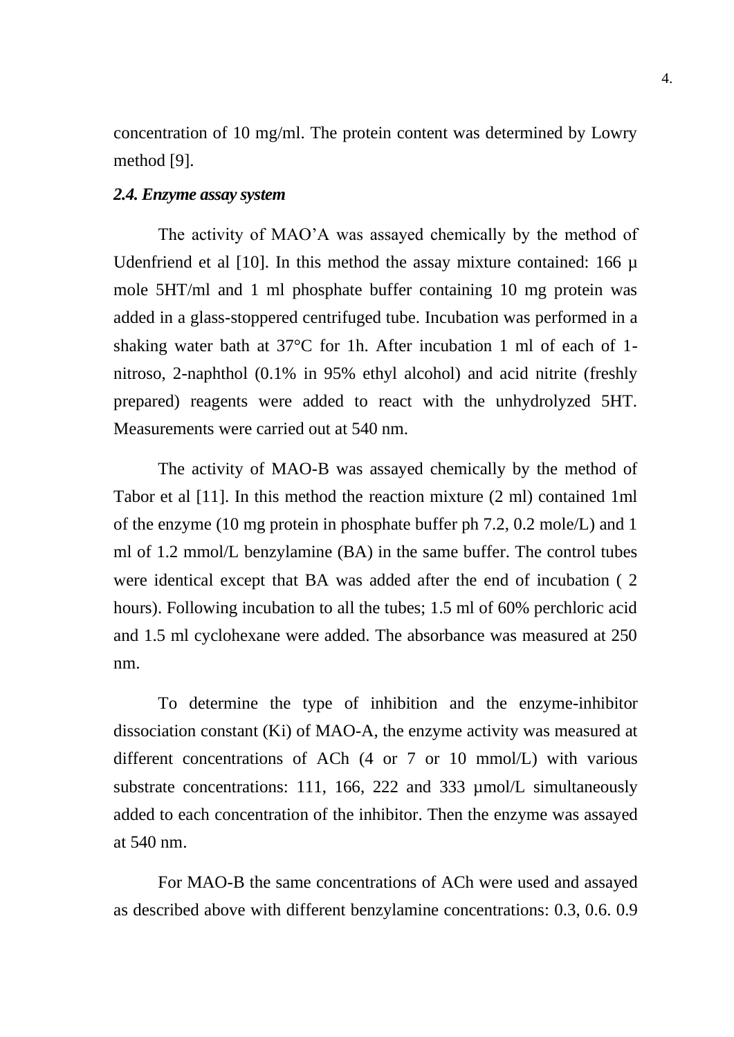concentration of 10 mg/ml. The protein content was determined by Lowry method [9].

### *2.4. Enzyme assay system*

The activity of MAO'A was assayed chemically by the method of Udenfriend et al [10]. In this method the assay mixture contained: 166 µ mole 5HT/ml and 1 ml phosphate buffer containing 10 mg protein was added in a glass-stoppered centrifuged tube. Incubation was performed in a shaking water bath at 37°C for 1h. After incubation 1 ml of each of 1-nitroso, 2-naphthol (0.1% in 95% ethyl alcohol) and acid nitrite (freshly prepared) reagents were added to react with the unhydrolyzed 5HT. Measurements were carried out at 540 nm.

The activity of MAO-B was assayed chemically by the method of Tabor et al [11]. In this method the reaction mixture (2 ml) contained 1ml of the enzyme (10 mg protein in phosphate buffer ph 7.2, 0.2 mole/L) and 1 ml of 1.2 mmol/L benzylamine (BA) in the same buffer. The control tubes were identical except that BA was added after the end of incubation ( 2 hours). Following incubation to all the tubes; 1.5 ml of 60% perchloric acid and 1.5 ml cyclohexane were added. The absorbance was measured at 250 nm.

To determine the type of inhibition and the enzyme-inhibitor dissociation constant (Ki) of MAO-A, the enzyme activity was measured at different concentrations of ACh (4 or 7 or 10 mmol/L) with various substrate concentrations: 111, 166, 222 and 333 µmol/L simultaneously added to each concentration of the inhibitor. Then the enzyme was assayed at 540 nm.

For MAO-B the same concentrations of ACh were used and assayed as described above with different benzylamine concentrations: 0.3, 0.6. 0.9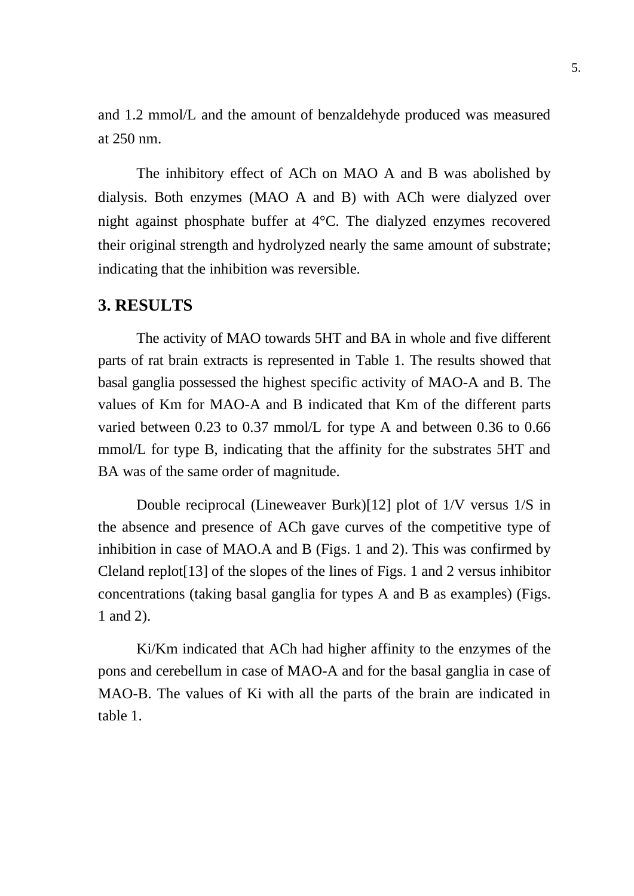and 1.2 mmol/L and the amount of benzaldehyde produced was measured at 250 nm.

The inhibitory effect of ACh on MAO A and B was abolished by dialysis. Both enzymes (MAO A and B) with ACh were dialyzed over night against phosphate buffer at 4°C. The dialyzed enzymes recovered their original strength and hydrolyzed nearly the same amount of substrate; indicating that the inhibition was reversible.

## 3. RESULTS

The activity of MAO towards 5HT and BA in whole and five different parts of rat brain extracts is represented in Table 1. The results showed that basal ganglia possessed the highest specific activity of MAO-A and B. The values of Km for MAO-A and B indicated that Km of the different parts varied between 0.23 to 0.37 mmol/L for type A and between 0.36 to 0.66 mmol/L for type B, indicating that the affinity for the substrates 5HT and BA was of the same order of magnitude.

Double reciprocal (Lineweaver Burk)[12] plot of 1/V versus 1/S in the absence and presence of ACh gave curves of the competitive type of inhibition in case of MAO.A and B (Figs. 1 and 2). This was confirmed by Cleland replot[13] of the slopes of the lines of Figs. 1 and 2 versus inhibitor concentrations (taking basal ganglia for types A and B as examples) (Figs. 1 and 2).

Ki/Km indicated that ACh had higher affinity to the enzymes of the pons and cerebellum in case of MAO-A and for the basal ganglia in case of MAO-B. The values of Ki with all the parts of the brain are indicated in table 1.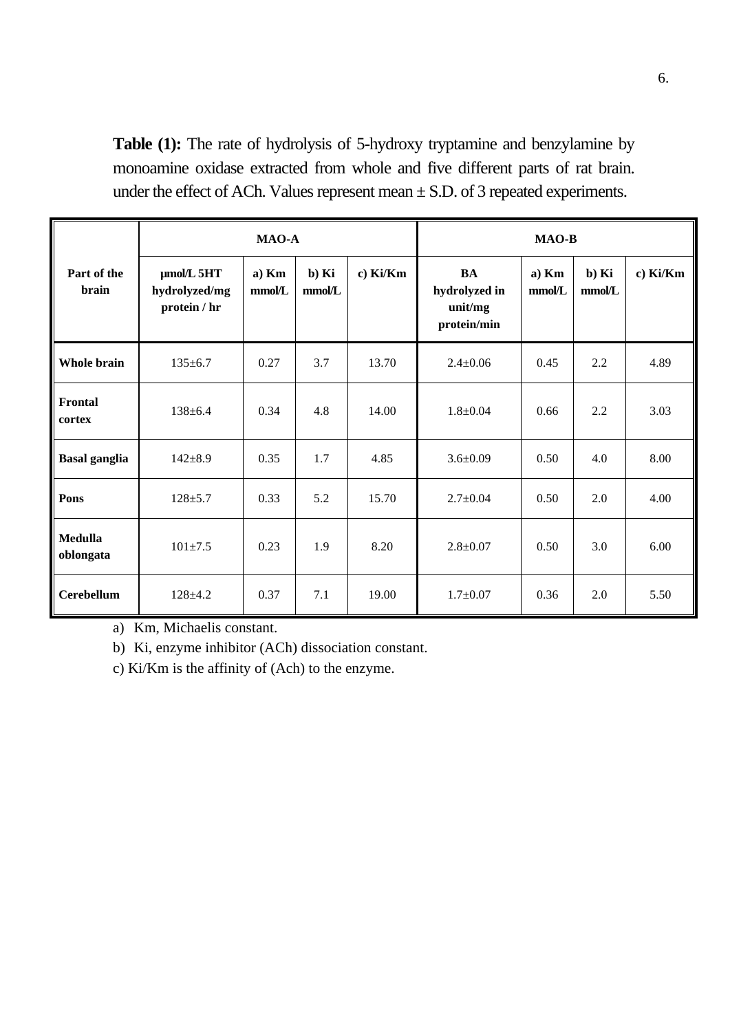**Table (1):** The rate of hydrolysis of 5-hydroxy tryptamine and benzylamine by monoamine oxidase extracted from whole and five different parts of rat brain. under the effect of ACh. Values represent mean ± S.D. of 3 repeated experiments.

| Part of the brain | MAO-A | | | | MAO-B | | | |
|---|---|---|---|---|---|---|---|---|
| | μmol/L 5HT hydrolyzed/mg protein / hr | a) Km mmol/L | b) Ki mmol/L | c) Ki/Km | BA hydrolyzed in unit/mg protein/min | a) Km mmol/L | b) Ki mmol/L | c) Ki/Km |
| **Whole brain** | 135±6.7 | 0.27 | 3.7 | 13.70 | 2.4±0.06 | 0.45 | 2.2 | 4.89 |
| **Frontal cortex** | 138±6.4 | 0.34 | 4.8 | 14.00 | 1.8±0.04 | 0.66 | 2.2 | 3.03 |
| **Basal ganglia** | 142±8.9 | 0.35 | 1.7 | 4.85 | 3.6±0.09 | 0.50 | 4.0 | 8.00 |
| **Pons** | 128±5.7 | 0.33 | 5.2 | 15.70 | 2.7±0.04 | 0.50 | 2.0 | 4.00 |
| **Medulla oblongata** | 101±7.5 | 0.23 | 1.9 | 8.20 | 2.8±0.07 | 0.50 | 3.0 | 6.00 |
| **Cerebellum** | 128±4.2 | 0.37 | 7.1 | 19.00 | 1.7±0.07 | 0.36 | 2.0 | 5.50 |

a) Km, Michaelis constant.

b) Ki, enzyme inhibitor (ACh) dissociation constant.

c) Ki/Km is the affinity of (Ach) to the enzyme.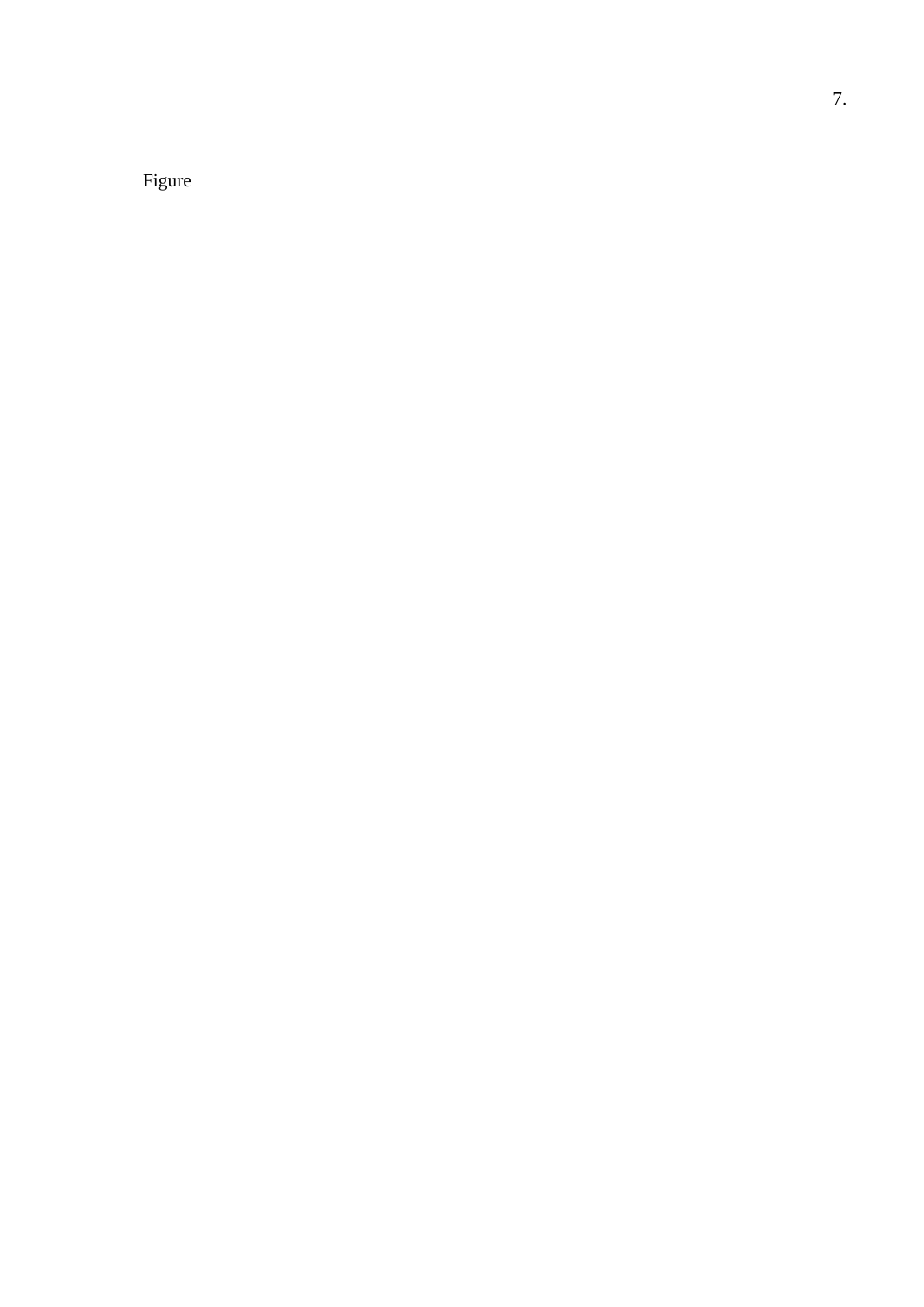Figure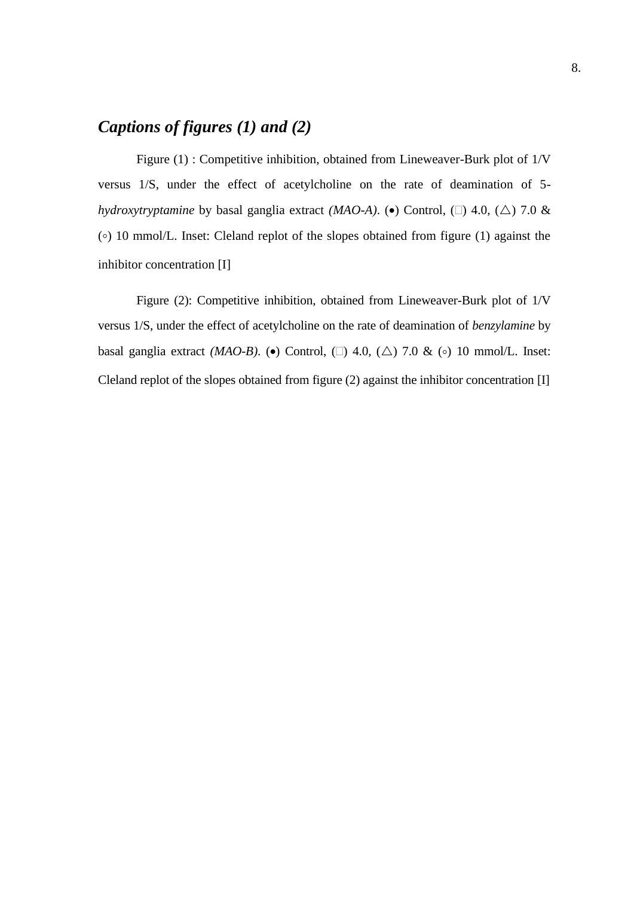## ***Captions of figures (1) and (2)***

Figure (1) : Competitive inhibition, obtained from Lineweaver-Burk plot of 1/V versus 1/S, under the effect of acetylcholine on the rate of deamination of 5-*hydroxytryptamine* by basal ganglia extract *(MAO-A)*. (•) Control, (□) 4.0, (△) 7.0 & (◦) 10 mmol/L. Inset: Cleland replot of the slopes obtained from figure (1) against the inhibitor concentration [I]

Figure (2): Competitive inhibition, obtained from Lineweaver-Burk plot of 1/V versus 1/S, under the effect of acetylcholine on the rate of deamination of *benzylamine* by basal ganglia extract *(MAO-B)*. (•) Control, (□) 4.0, (△) 7.0 & (◦) 10 mmol/L. Inset: Cleland replot of the slopes obtained from figure (2) against the inhibitor concentration [I]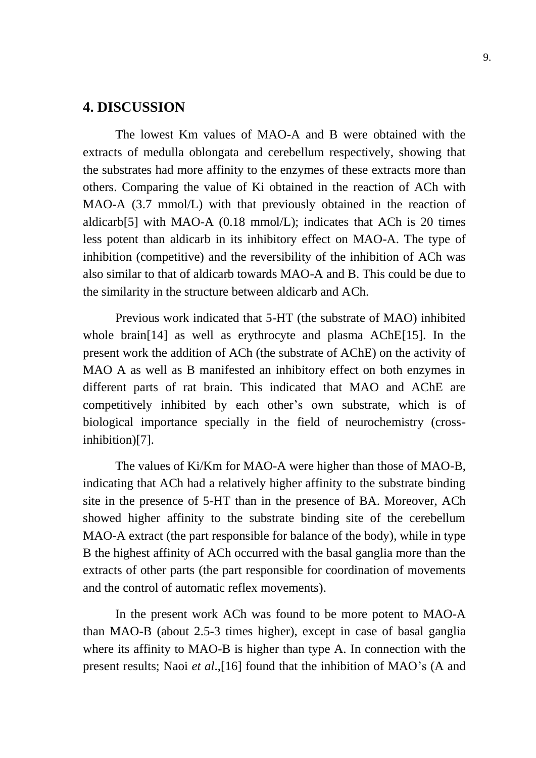## 4. DISCUSSION

The lowest Km values of MAO-A and B were obtained with the extracts of medulla oblongata and cerebellum respectively, showing that the substrates had more affinity to the enzymes of these extracts more than others. Comparing the value of Ki obtained in the reaction of ACh with MAO-A (3.7 mmol/L) with that previously obtained in the reaction of aldicarb[5] with MAO-A (0.18 mmol/L); indicates that ACh is 20 times less potent than aldicarb in its inhibitory effect on MAO-A. The type of inhibition (competitive) and the reversibility of the inhibition of ACh was also similar to that of aldicarb towards MAO-A and B. This could be due to the similarity in the structure between aldicarb and ACh.

Previous work indicated that 5-HT (the substrate of MAO) inhibited whole brain[14] as well as erythrocyte and plasma AChE[15]. In the present work the addition of ACh (the substrate of AChE) on the activity of MAO A as well as B manifested an inhibitory effect on both enzymes in different parts of rat brain. This indicated that MAO and AChE are competitively inhibited by each other's own substrate, which is of biological importance specially in the field of neurochemistry (cross-inhibition)[7].

The values of Ki/Km for MAO-A were higher than those of MAO-B, indicating that ACh had a relatively higher affinity to the substrate binding site in the presence of 5-HT than in the presence of BA. Moreover, ACh showed higher affinity to the substrate binding site of the cerebellum MAO-A extract (the part responsible for balance of the body), while in type B the highest affinity of ACh occurred with the basal ganglia more than the extracts of other parts (the part responsible for coordination of movements and the control of automatic reflex movements).

In the present work ACh was found to be more potent to MAO-A than MAO-B (about 2.5-3 times higher), except in case of basal ganglia where its affinity to MAO-B is higher than type A. In connection with the present results; Naoi *et al*.,[16] found that the inhibition of MAO's (A and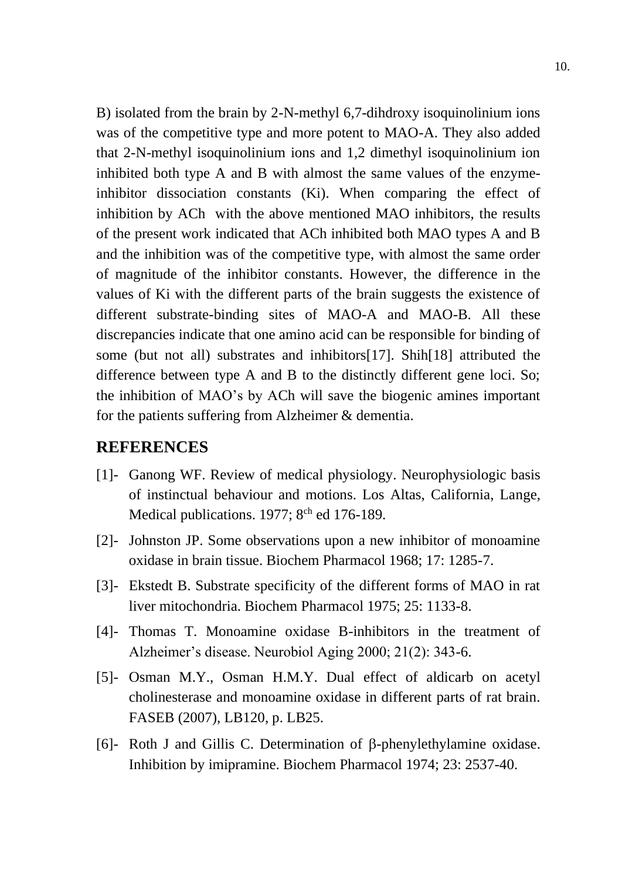B) isolated from the brain by 2-N-methyl 6,7-dihdroxy isoquinolinium ions was of the competitive type and more potent to MAO-A. They also added that 2-N-methyl isoquinolinium ions and 1,2 dimethyl isoquinolinium ion inhibited both type A and B with almost the same values of the enzyme-inhibitor dissociation constants (Ki). When comparing the effect of inhibition by ACh with the above mentioned MAO inhibitors, the results of the present work indicated that ACh inhibited both MAO types A and B and the inhibition was of the competitive type, with almost the same order of magnitude of the inhibitor constants. However, the difference in the values of Ki with the different parts of the brain suggests the existence of different substrate-binding sites of MAO-A and MAO-B. All these discrepancies indicate that one amino acid can be responsible for binding of some (but not all) substrates and inhibitors[17]. Shih[18] attributed the difference between type A and B to the distinctly different gene loci. So; the inhibition of MAO's by ACh will save the biogenic amines important for the patients suffering from Alzheimer & dementia.

## REFERENCES

[1]- Ganong WF. Review of medical physiology. Neurophysiologic basis of instinctual behaviour and motions. Los Altas, California, Lange, Medical publications. 1977; 8ch ed 176-189.

[2]- Johnston JP. Some observations upon a new inhibitor of monoamine oxidase in brain tissue. Biochem Pharmacol 1968; 17: 1285-7.

[3]- Ekstedt B. Substrate specificity of the different forms of MAO in rat liver mitochondria. Biochem Pharmacol 1975; 25: 1133-8.

[4]- Thomas T. Monoamine oxidase B-inhibitors in the treatment of Alzheimer's disease. Neurobiol Aging 2000; 21(2): 343-6.

[5]- Osman M.Y., Osman H.M.Y. Dual effect of aldicarb on acetyl cholinesterase and monoamine oxidase in different parts of rat brain. FASEB (2007), LB120, p. LB25.

[6]- Roth J and Gillis C. Determination of β-phenylethylamine oxidase. Inhibition by imipramine. Biochem Pharmacol 1974; 23: 2537-40.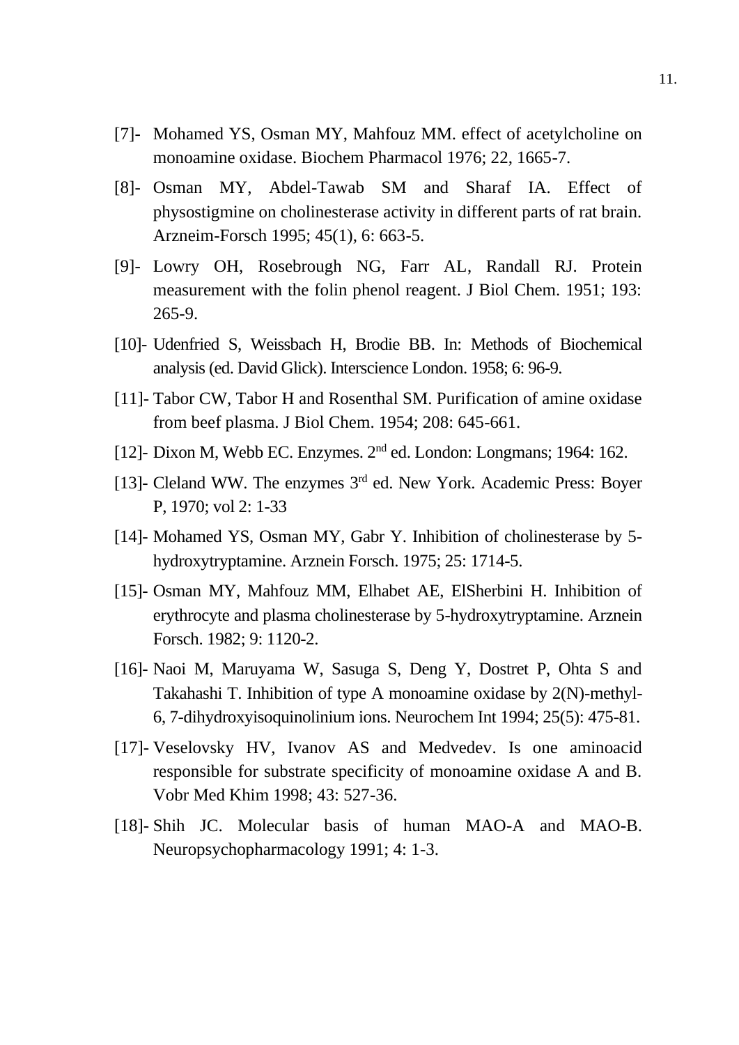[7]- Mohamed YS, Osman MY, Mahfouz MM. effect of acetylcholine on monoamine oxidase. Biochem Pharmacol 1976; 22, 1665-7.

[8]- Osman MY, Abdel-Tawab SM and Sharaf IA. Effect of physostigmine on cholinesterase activity in different parts of rat brain. Arzneim-Forsch 1995; 45(1), 6: 663-5.

[9]- Lowry OH, Rosebrough NG, Farr AL, Randall RJ. Protein measurement with the folin phenol reagent. J Biol Chem. 1951; 193: 265-9.

[10]- Udenfried S, Weissbach H, Brodie BB. In: Methods of Biochemical analysis (ed. David Glick). Interscience London. 1958; 6: 96-9.

[11]- Tabor CW, Tabor H and Rosenthal SM. Purification of amine oxidase from beef plasma. J Biol Chem. 1954; 208: 645-661.

[12]- Dixon M, Webb EC. Enzymes. 2nd ed. London: Longmans; 1964: 162.

[13]- Cleland WW. The enzymes 3rd ed. New York. Academic Press: Boyer P, 1970; vol 2: 1-33

[14]- Mohamed YS, Osman MY, Gabr Y. Inhibition of cholinesterase by 5-hydroxytryptamine. Arznein Forsch. 1975; 25: 1714-5.

[15]- Osman MY, Mahfouz MM, Elhabet AE, ElSherbini H. Inhibition of erythrocyte and plasma cholinesterase by 5-hydroxytryptamine. Arznein Forsch. 1982; 9: 1120-2.

[16]- Naoi M, Maruyama W, Sasuga S, Deng Y, Dostret P, Ohta S and Takahashi T. Inhibition of type A monoamine oxidase by 2(N)-methyl-6, 7-dihydroxyisoquinolinium ions. Neurochem Int 1994; 25(5): 475-81.

[17]- Veselovsky HV, Ivanov AS and Medvedev. Is one aminoacid responsible for substrate specificity of monoamine oxidase A and B. Vobr Med Khim 1998; 43: 527-36.

[18]- Shih JC. Molecular basis of human MAO-A and MAO-B. Neuropsychopharmacology 1991; 4: 1-3.